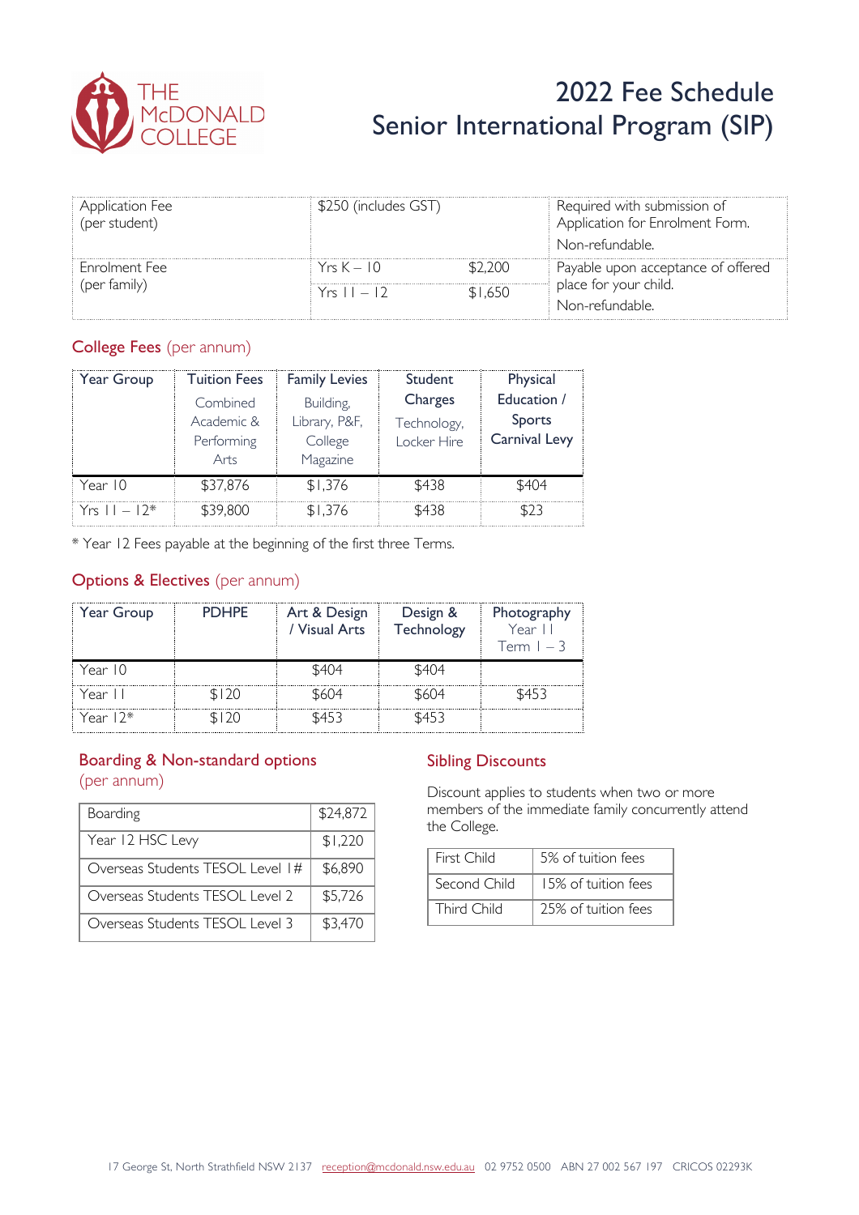THE McDONALD COLLEGE

# 2022 Fee Schedule
# Senior International Program (SIP)

| | | | |
|---|---|---|---|
| Application Fee (per student) | $250 (includes GST) | | Required with submission of Application for Enrolment Form. Non-refundable. |
| Enrolment Fee (per family) | Yrs K – 10 | $2,200 | Payable upon acceptance of offered place for your child. Non-refundable. |
| | Yrs 11 – 12 | $1,650 | |

## College Fees (per annum)

| Year Group | Tuition Fees Combined Academic & Performing Arts | Family Levies Building, Library, P&F, College Magazine | Student Charges Technology, Locker Hire | Physical Education / Sports Carnival Levy |
|---|---|---|---|---|
| Year 10 | $37,876 | $1,376 | $438 | $404 |
| Yrs 11 – 12* | $39,800 | $1,376 | $438 | $23 |

* Year 12 Fees payable at the beginning of the first three Terms.

## Options & Electives (per annum)

| Year Group | PDHPE | Art & Design / Visual Arts | Design & Technology | Photography Year 11 Term 1 – 3 |
|---|---|---|---|---|
| Year 10 | | $404 | $404 | |
| Year 11 | $120 | $604 | $604 | $453 |
| Year 12* | $120 | $453 | $453 | |

## Boarding & Non-standard options (per annum)

| | |
|---|---|
| Boarding | $24,872 |
| Year 12 HSC Levy | $1,220 |
| Overseas Students TESOL Level 1# | $6,890 |
| Overseas Students TESOL Level 2 | $5,726 |
| Overseas Students TESOL Level 3 | $3,470 |

## Sibling Discounts

Discount applies to students when two or more members of the immediate family concurrently attend the College.

| | |
|---|---|
| First Child | 5% of tuition fees |
| Second Child | 15% of tuition fees |
| Third Child | 25% of tuition fees |

17 George St, North Strathfield NSW 2137 reception@mcdonald.nsw.edu.au 02 9752 0500 ABN 27 002 567 197 CRICOS 02293K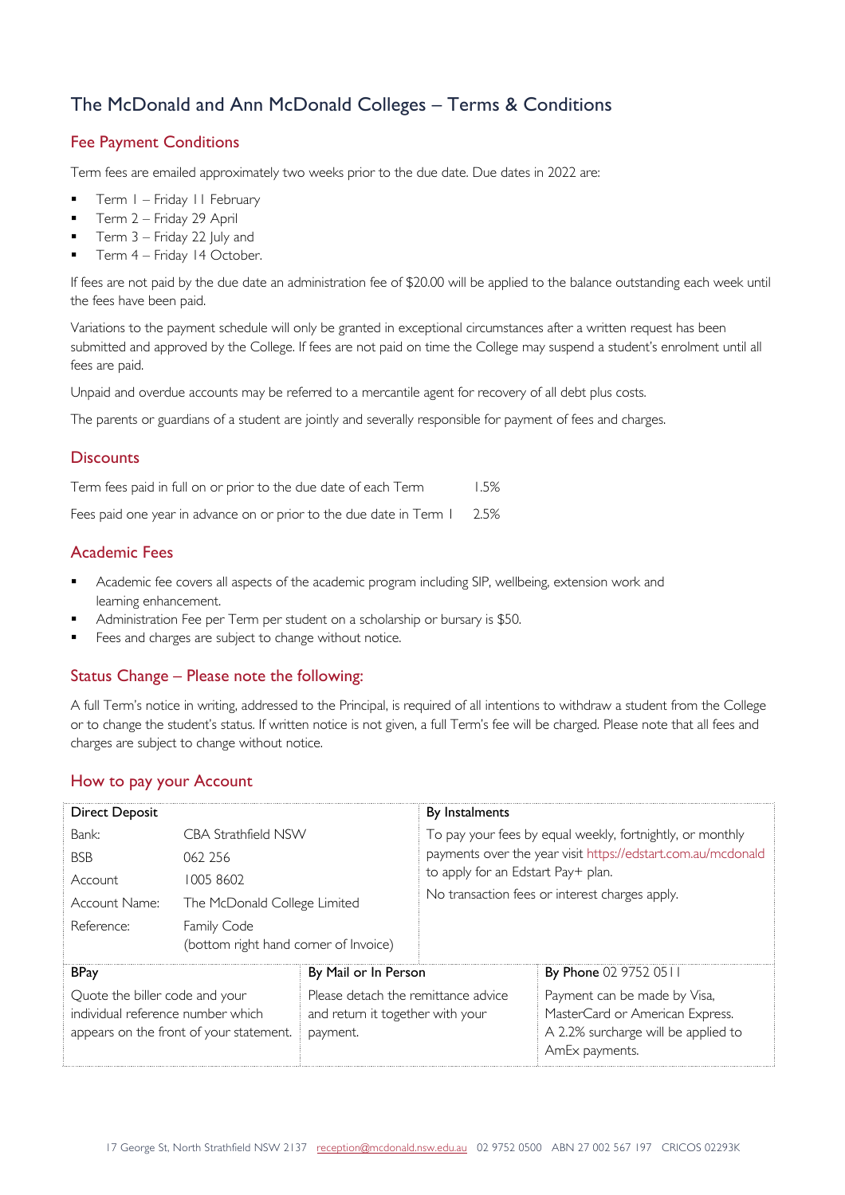# The McDonald and Ann McDonald Colleges – Terms & Conditions

## Fee Payment Conditions

Term fees are emailed approximately two weeks prior to the due date. Due dates in 2022 are:

- Term 1 – Friday 11 February
- Term 2 – Friday 29 April
- Term 3 – Friday 22 July and
- Term 4 – Friday 14 October.

If fees are not paid by the due date an administration fee of $20.00 will be applied to the balance outstanding each week until the fees have been paid.

Variations to the payment schedule will only be granted in exceptional circumstances after a written request has been submitted and approved by the College. If fees are not paid on time the College may suspend a student's enrolment until all fees are paid.

Unpaid and overdue accounts may be referred to a mercantile agent for recovery of all debt plus costs.

The parents or guardians of a student are jointly and severally responsible for payment of fees and charges.

## Discounts

| | |
|---|---|
| Term fees paid in full on or prior to the due date of each Term | 1.5% |
| Fees paid one year in advance on or prior to the due date in Term 1 | 2.5% |

## Academic Fees

- Academic fee covers all aspects of the academic program including SIP, wellbeing, extension work and learning enhancement.
- Administration Fee per Term per student on a scholarship or bursary is $50.
- Fees and charges are subject to change without notice.

## Status Change – Please note the following:

A full Term's notice in writing, addressed to the Principal, is required of all intentions to withdraw a student from the College or to change the student's status. If written notice is not given, a full Term's fee will be charged. Please note that all fees and charges are subject to change without notice.

## How to pay your Account

**Direct Deposit**

| | |
|---|---|
| Bank: | CBA Strathfield NSW |
| BSB | 062 256 |
| Account | 1005 8602 |
| Account Name: | The McDonald College Limited |
| Reference: | Family Code (bottom right hand corner of Invoice) |

**By Instalments**

To pay your fees by equal weekly, fortnightly, or monthly payments over the year visit https://edstart.com.au/mcdonald to apply for an Edstart Pay+ plan.

No transaction fees or interest charges apply.

**BPay**

Quote the biller code and your individual reference number which appears on the front of your statement.

**By Mail or In Person**

Please detach the remittance advice and return it together with your payment.

**By Phone** 02 9752 0511

Payment can be made by Visa, MasterCard or American Express. A 2.2% surcharge will be applied to AmEx payments.

17 George St, North Strathfield NSW 2137 reception@mcdonald.nsw.edu.au 02 9752 0500 ABN 27 002 567 197 CRICOS 02293K